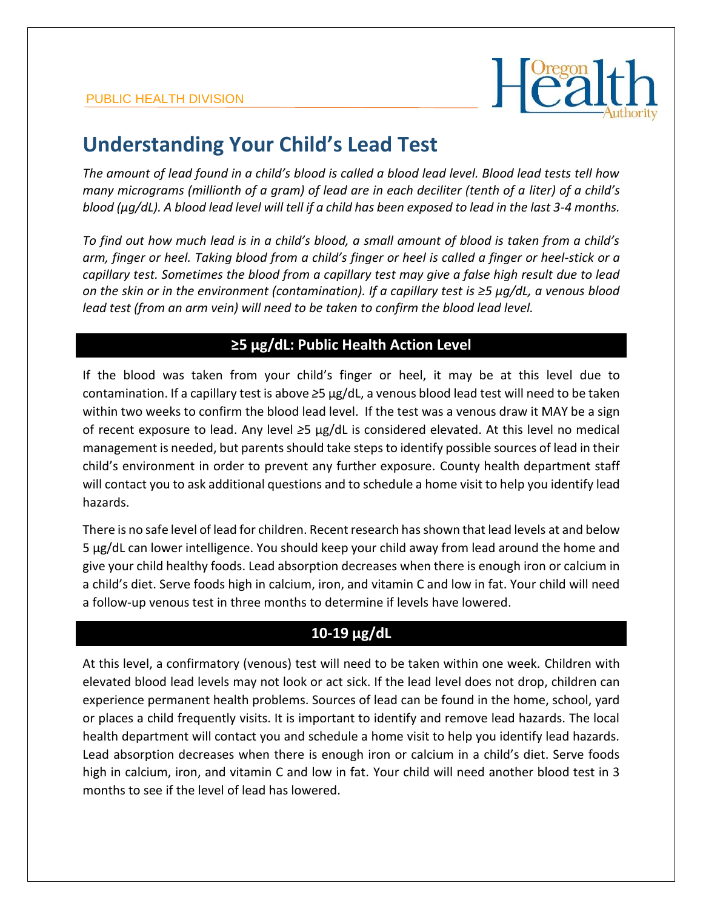PUBLIC HEALTH DIVISION

# Understanding Your Child's Lead Test

*The amount of lead found in a child's blood is called a blood lead level. Blood lead tests tell how many micrograms (millionth of a gram) of lead are in each deciliter (tenth of a liter) of a child's blood (µg/dL). A blood lead level will tell if a child has been exposed to lead in the last 3-4 months.*

*To find out how much lead is in a child's blood, a small amount of blood is taken from a child's arm, finger or heel. Taking blood from a child's finger or heel is called a finger or heel-stick or a capillary test. Sometimes the blood from a capillary test may give a false high result due to lead on the skin or in the environment (contamination). If a capillary test is ≥5 µg/dL, a venous blood lead test (from an arm vein) will need to be taken to confirm the blood lead level.*

## ≥5 µg/dL: Public Health Action Level

If the blood was taken from your child's finger or heel, it may be at this level due to contamination. If a capillary test is above ≥5 µg/dL, a venous blood lead test will need to be taken within two weeks to confirm the blood lead level. If the test was a venous draw it MAY be a sign of recent exposure to lead. Any level ≥5 µg/dL is considered elevated. At this level no medical management is needed, but parents should take steps to identify possible sources of lead in their child's environment in order to prevent any further exposure. County health department staff will contact you to ask additional questions and to schedule a home visit to help you identify lead hazards.

There is no safe level of lead for children. Recent research has shown that lead levels at and below 5 µg/dL can lower intelligence. You should keep your child away from lead around the home and give your child healthy foods. Lead absorption decreases when there is enough iron or calcium in a child's diet. Serve foods high in calcium, iron, and vitamin C and low in fat. Your child will need a follow-up venous test in three months to determine if levels have lowered.

## 10-19 µg/dL

At this level, a confirmatory (venous) test will need to be taken within one week. Children with elevated blood lead levels may not look or act sick. If the lead level does not drop, children can experience permanent health problems. Sources of lead can be found in the home, school, yard or places a child frequently visits. It is important to identify and remove lead hazards. The local health department will contact you and schedule a home visit to help you identify lead hazards. Lead absorption decreases when there is enough iron or calcium in a child's diet. Serve foods high in calcium, iron, and vitamin C and low in fat. Your child will need another blood test in 3 months to see if the level of lead has lowered.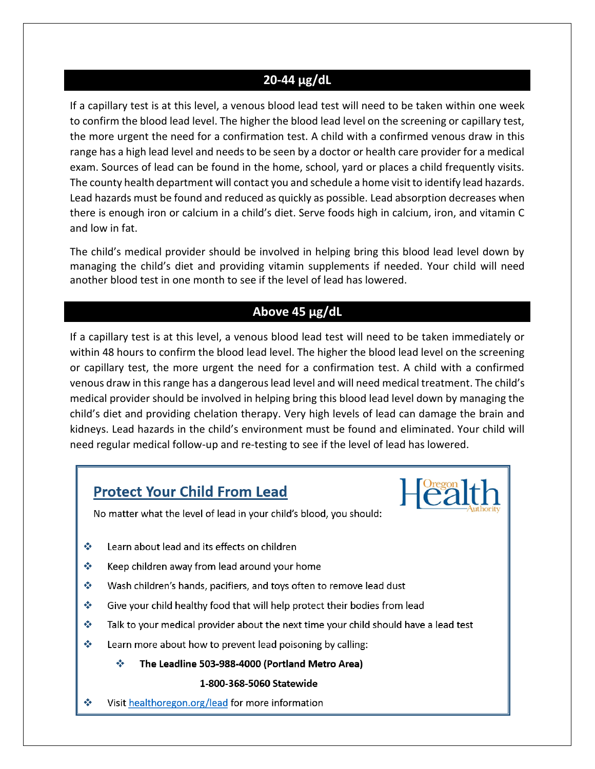## 20-44 µg/dL

If a capillary test is at this level, a venous blood lead test will need to be taken within one week to confirm the blood lead level. The higher the blood lead level on the screening or capillary test, the more urgent the need for a confirmation test. A child with a confirmed venous draw in this range has a high lead level and needs to be seen by a doctor or health care provider for a medical exam. Sources of lead can be found in the home, school, yard or places a child frequently visits. The county health department will contact you and schedule a home visit to identify lead hazards. Lead hazards must be found and reduced as quickly as possible. Lead absorption decreases when there is enough iron or calcium in a child's diet. Serve foods high in calcium, iron, and vitamin C and low in fat.

The child's medical provider should be involved in helping bring this blood lead level down by managing the child's diet and providing vitamin supplements if needed. Your child will need another blood test in one month to see if the level of lead has lowered.

## Above 45 µg/dL

If a capillary test is at this level, a venous blood lead test will need to be taken immediately or within 48 hours to confirm the blood lead level. The higher the blood lead level on the screening or capillary test, the more urgent the need for a confirmation test. A child with a confirmed venous draw in this range has a dangerous lead level and will need medical treatment. The child's medical provider should be involved in helping bring this blood lead level down by managing the child's diet and providing chelation therapy. Very high levels of lead can damage the brain and kidneys. Lead hazards in the child's environment must be found and eliminated. Your child will need regular medical follow-up and re-testing to see if the level of lead has lowered.

## Protect Your Child From Lead

Oregon Health Authority

No matter what the level of lead in your child's blood, you should:

- Learn about lead and its effects on children
- Keep children away from lead around your home
- Wash children's hands, pacifiers, and toys often to remove lead dust
- Give your child healthy food that will help protect their bodies from lead
- Talk to your medical provider about the next time your child should have a lead test
- Learn more about how to prevent lead poisoning by calling:
  - **The Leadline 503-988-4000 (Portland Metro Area)**

    **1-800-368-5060 Statewide**
- Visit healthoregon.org/lead for more information